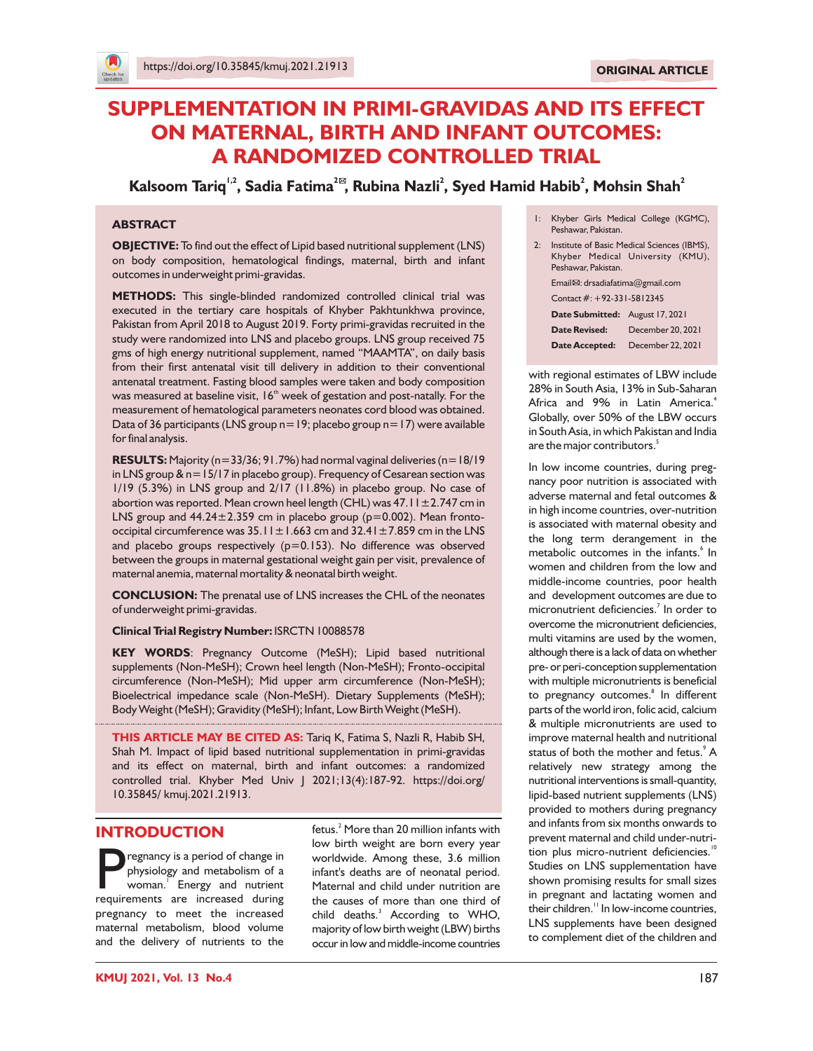https://doi.org/10.35845/kmuj.2021.21913

ORIGINAL ARTICLE

# SUPPLEMENTATION IN PRIMI-GRAVIDAS AND ITS EFFECT ON MATERNAL, BIRTH AND INFANT OUTCOMES: A RANDOMIZED CONTROLLED TRIAL

**Kalsoom Tariq[1,2], Sadia Fatima[2✉], Rubina Nazli[2], Syed Hamid Habib[2], Mohsin Shah[2]**

1: Khyber Girls Medical College (KGMC), Peshawar, Pakistan.

2: Institute of Basic Medical Sciences (IBMS), Khyber Medical University (KMU), Peshawar, Pakistan.

Email✉: drsadiafatima@gmail.com

Contact #: +92-331-5812345

**Date Submitted:** August 17, 2021

**Date Revised:** December 20, 2021

**Date Accepted:** December 22, 2021

## ABSTRACT

**OBJECTIVE:** To find out the effect of Lipid based nutritional supplement (LNS) on body composition, hematological findings, maternal, birth and infant outcomes in underweight primi-gravidas.

**METHODS:** This single-blinded randomized controlled clinical trial was executed in the tertiary care hospitals of Khyber Pakhtunkhwa province, Pakistan from April 2018 to August 2019. Forty primi-gravidas recruited in the study were randomized into LNS and placebo groups. LNS group received 75 gms of high energy nutritional supplement, named "MAAMTA", on daily basis from their first antenatal visit till delivery in addition to their conventional antenatal treatment. Fasting blood samples were taken and body composition was measured at baseline visit, 16$^{th}$ week of gestation and post-natally. For the measurement of hematological parameters neonates cord blood was obtained. Data of 36 participants (LNS group n=19; placebo group n=17) were available for final analysis.

**RESULTS:** Majority (n=33/36; 91.7%) had normal vaginal deliveries (n=18/19 in LNS group & n=15/17 in placebo group). Frequency of Cesarean section was 1/19 (5.3%) in LNS group and 2/17 (11.8%) in placebo group. No case of abortion was reported. Mean crown heel length (CHL) was 47.11±2.747 cm in LNS group and 44.24±2.359 cm in placebo group (p=0.002). Mean fronto-occipital circumference was 35.11±1.663 cm and 32.41±7.859 cm in the LNS and placebo groups respectively (p=0.153). No difference was observed between the groups in maternal gestational weight gain per visit, prevalence of maternal anemia, maternal mortality & neonatal birth weight.

**CONCLUSION:** The prenatal use of LNS increases the CHL of the neonates of underweight primi-gravidas.

**Clinical Trial Registry Number:** ISRCTN 10088578

**KEY WORDS**: Pregnancy Outcome (MeSH); Lipid based nutritional supplements (Non-MeSH); Crown heel length (Non-MeSH); Fronto-occipital circumference (Non-MeSH); Mid upper arm circumference (Non-MeSH); Bioelectrical impedance scale (Non-MeSH). Dietary Supplements (MeSH); Body Weight (MeSH); Gravidity (MeSH); Infant, Low Birth Weight (MeSH).

**THIS ARTICLE MAY BE CITED AS:** Tariq K, Fatima S, Nazli R, Habib SH, Shah M. Impact of lipid based nutritional supplementation in primi-gravidas and its effect on maternal, birth and infant outcomes: a randomized controlled trial. Khyber Med Univ J 2021;13(4):187-92. https://doi.org/10.35845/ kmuj.2021.21913.

## INTRODUCTION

Pregnancy is a period of change in physiology and metabolism of a woman.[1] Energy and nutrient requirements are increased during pregnancy to meet the increased maternal metabolism, blood volume and the delivery of nutrients to the fetus.[2] More than 20 million infants with low birth weight are born every year worldwide. Among these, 3.6 million infant's deaths are of neonatal period. Maternal and child under nutrition are the causes of more than one third of child deaths.[3] According to WHO, majority of low birth weight (LBW) births occur in low and middle-income countries with regional estimates of LBW include 28% in South Asia, 13% in Sub-Saharan Africa and 9% in Latin America.[4] Globally, over 50% of the LBW occurs in South Asia, in which Pakistan and India are the major contributors.[5]

In low income countries, during pregnancy poor nutrition is associated with adverse maternal and fetal outcomes & in high income countries, over-nutrition is associated with maternal obesity and the long term derangement in the metabolic outcomes in the infants.[6] In women and children from the low and middle-income countries, poor health and development outcomes are due to micronutrient deficiencies.[7] In order to overcome the micronutrient deficiencies, multi vitamins are used by the women, although there is a lack of data on whether pre- or peri-conception supplementation with multiple micronutrients is beneficial to pregnancy outcomes.[8] In different parts of the world iron, folic acid, calcium & multiple micronutrients are used to improve maternal health and nutritional status of both the mother and fetus.[9] A relatively new strategy among the nutritional interventions is small-quantity, lipid-based nutrient supplements (LNS) provided to mothers during pregnancy and infants from six months onwards to prevent maternal and child under-nutrition plus micro-nutrient deficiencies.[10] Studies on LNS supplementation have shown promising results for small sizes in pregnant and lactating women and their children.[11] In low-income countries, LNS supplements have been designed to complement diet of the children and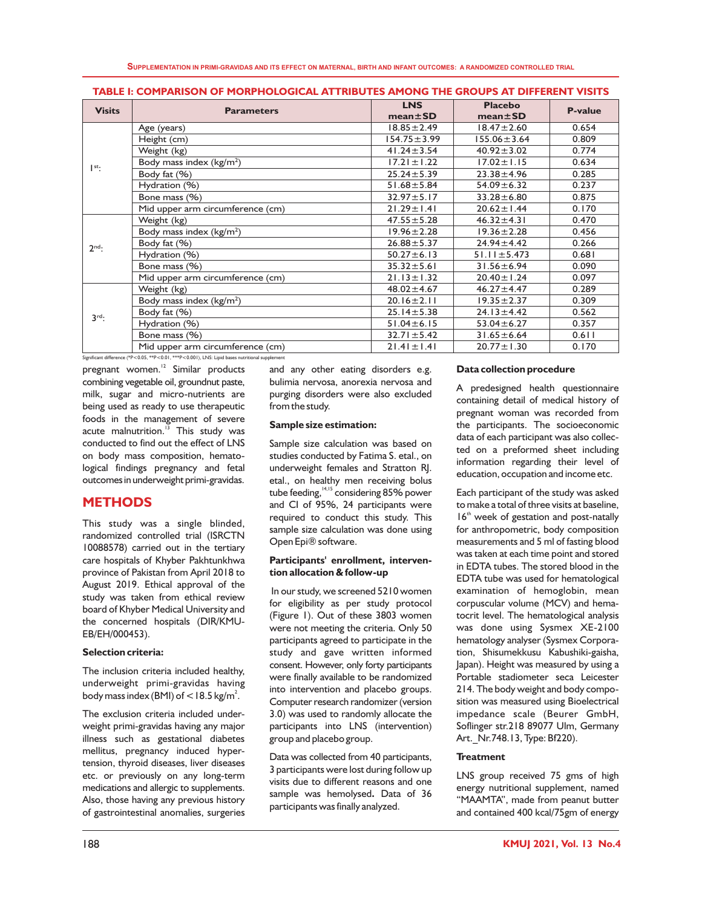**TABLE I: COMPARISON OF MORPHOLOGICAL ATTRIBUTES AMONG THE GROUPS AT DIFFERENT VISITS**

| Visits | Parameters | LNS mean±SD | Placebo mean±SD | P-value |
|---|---|---|---|---|
| 1st: | Age (years) | 18.85±2.49 | 18.47±2.60 | 0.654 |
| | Height (cm) | 154.75±3.99 | 155.06±3.64 | 0.809 |
| | Weight (kg) | 41.24±3.54 | 40.92±3.02 | 0.774 |
| | Body mass index (kg/m$^2$) | 17.21±1.22 | 17.02±1.15 | 0.634 |
| | Body fat (%) | 25.24±5.39 | 23.38±4.96 | 0.285 |
| | Hydration (%) | 51.68±5.84 | 54.09±6.32 | 0.237 |
| | Bone mass (%) | 32.97±5.17 | 33.28±6.80 | 0.875 |
| | Mid upper arm circumference (cm) | 21.29±1.41 | 20.62±1.44 | 0.170 |
| 2nd: | Weight (kg) | 47.55±5.28 | 46.32±4.31 | 0.470 |
| | Body mass index (kg/m$^2$) | 19.96±2.28 | 19.36±2.28 | 0.456 |
| | Body fat (%) | 26.88±5.37 | 24.94±4.42 | 0.266 |
| | Hydration (%) | 50.27±6.13 | 51.11±5.473 | 0.681 |
| | Bone mass (%) | 35.32±5.61 | 31.56±6.94 | 0.090 |
| | Mid upper arm circumference (cm) | 21.13±1.32 | 20.40±1.24 | 0.097 |
| 3rd: | Weight (kg) | 48.02±4.67 | 46.27±4.47 | 0.289 |
| | Body mass index (kg/m$^2$) | 20.16±2.11 | 19.35±2.37 | 0.309 |
| | Body fat (%) | 25.14±5.38 | 24.13±4.42 | 0.562 |
| | Hydration (%) | 51.04±6.15 | 53.04±6.27 | 0.357 |
| | Bone mass (%) | 32.71±5.42 | 31.65±6.64 | 0.611 |
| | Mid upper arm circumference (cm) | 21.41±1.41 | 20.77±1.30 | 0.170 |

Significant difference (*P<0.05, **P<0.01, ***P<0.001), LNS: Lipid bases nutritional supplement

pregnant women.[12] Similar products combining vegetable oil, groundnut paste, milk, sugar and micro-nutrients are being used as ready to use therapeutic foods in the management of severe acute malnutrition.[13] This study was conducted to find out the effect of LNS on body mass composition, hematological findings pregnancy and fetal outcomes in underweight primi-gravidas.

## METHODS

This study was a single blinded, randomized controlled trial (ISRCTN 10088578) carried out in the tertiary care hospitals of Khyber Pakhtunkhwa province of Pakistan from April 2018 to August 2019. Ethical approval of the study was taken from ethical review board of Khyber Medical University and the concerned hospitals (DIR/KMU-EB/EH/000453).

### Selection criteria:

The inclusion criteria included healthy, underweight primi-gravidas having body mass index (BMI) of <18.5 kg/m$^2$.

The exclusion criteria included underweight primi-gravidas having any major illness such as gestational diabetes mellitus, pregnancy induced hypertension, thyroid diseases, liver diseases etc. or previously on any long-term medications and allergic to supplements. Also, those having any previous history of gastrointestinal anomalies, surgeries and any other eating disorders e.g. bulimia nervosa, anorexia nervosa and purging disorders were also excluded from the study.

### Sample size estimation:

Sample size calculation was based on studies conducted by Fatima S. etal., on underweight females and Stratton RJ. etal., on healthy men receiving bolus tube feeding,[14,15] considering 85% power and CI of 95%, 24 participants were required to conduct this study. This sample size calculation was done using Open Epi® software.

### Participants' enrollment, intervention allocation & follow-up

In our study, we screened 5210 women for eligibility as per study protocol (Figure 1). Out of these 3803 women were not meeting the criteria. Only 50 participants agreed to participate in the study and gave written informed consent. However, only forty participants were finally available to be randomized into intervention and placebo groups. Computer research randomizer (version 3.0) was used to randomly allocate the participants into LNS (intervention) group and placebo group.

Data was collected from 40 participants, 3 participants were lost during follow up visits due to different reasons and one sample was hemolysed. Data of 36 participants was finally analyzed.

### Data collection procedure

A predesigned health questionnaire containing detail of medical history of pregnant woman was recorded from the participants. The socioeconomic data of each participant was also collected on a preformed sheet including information regarding their level of education, occupation and income etc.

Each participant of the study was asked to make a total of three visits at baseline, 16th week of gestation and post-natally for anthropometric, body composition measurements and 5 ml of fasting blood was taken at each time point and stored in EDTA tubes. The stored blood in the EDTA tube was used for hematological examination of hemoglobin, mean corpuscular volume (MCV) and hematocrit level. The hematological analysis was done using Sysmex XE-2100 hematology analyser (Sysmex Corporation, Shisumekkusu Kabushiki-gaisha, Japan). Height was measured by using a Portable stadiometer seca Leicester 214. The body weight and body composition was measured using Bioelectrical impedance scale (Beurer GmbH, Soflinger str.218 89077 Ulm, Germany Art._Nr.748.13, Type: Bf220).

### Treatment

LNS group received 75 gms of high energy nutritional supplement, named "MAAMTA", made from peanut butter and contained 400 kcal/75gm of energy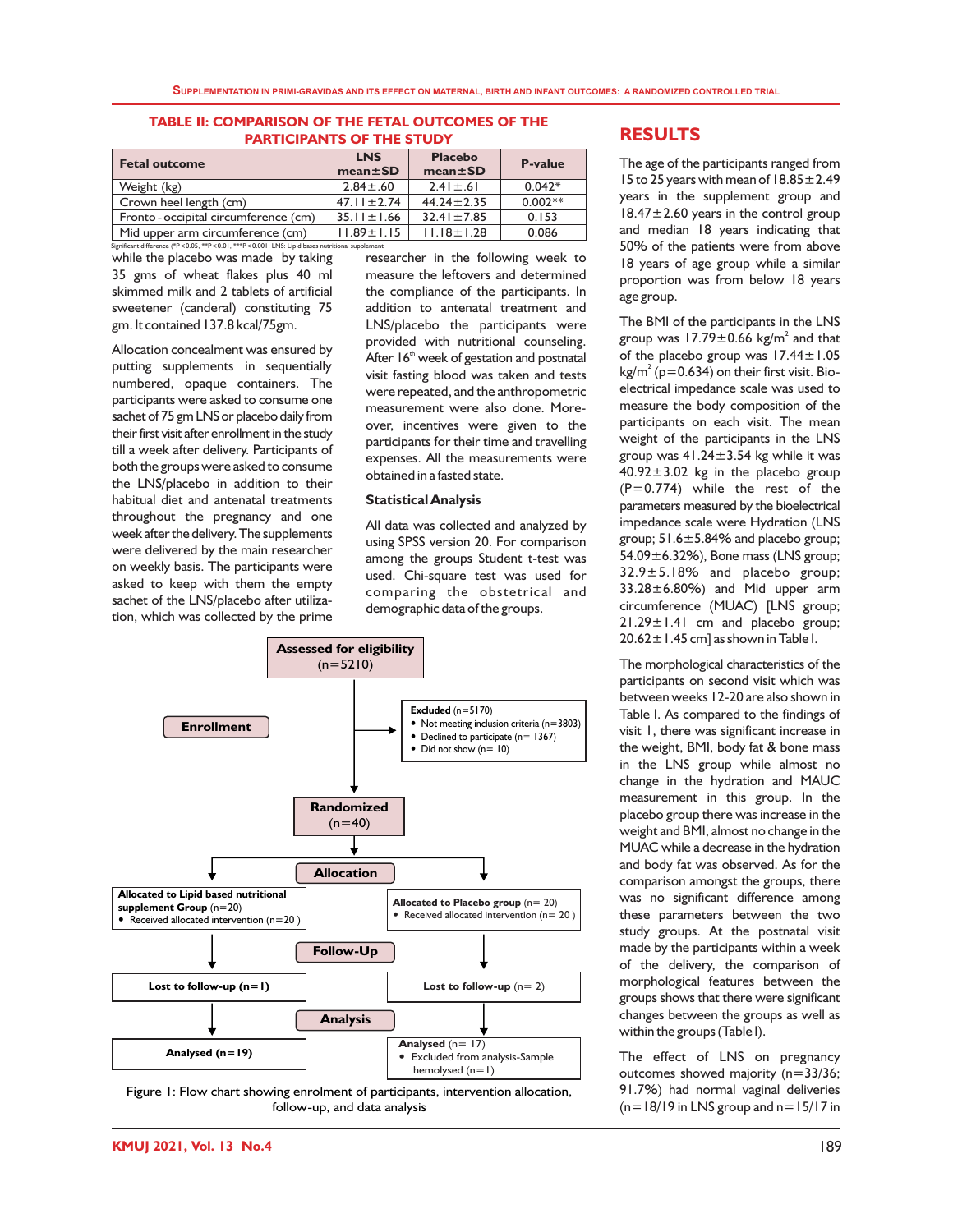**TABLE II: COMPARISON OF THE FETAL OUTCOMES OF THE PARTICIPANTS OF THE STUDY**

| Fetal outcome | LNS mean±SD | Placebo mean±SD | P-value |
|---|---|---|---|
| Weight (kg) | 2.84±.60 | 2.41±.61 | 0.042* |
| Crown heel length (cm) | 47.11±2.74 | 44.24±2.35 | 0.002** |
| Fronto - occipital circumference (cm) | 35.11±1.66 | 32.41±7.85 | 0.153 |
| Mid upper arm circumference (cm) | 11.89±1.15 | 11.18±1.28 | 0.086 |

Significant difference (*P<0.05, **P<0.01, ***P<0.001; LNS: Lipid bases nutritional supplement

while the placebo was made by taking 35 gms of wheat flakes plus 40 ml skimmed milk and 2 tablets of artificial sweetener (canderal) constituting 75 gm. It contained 137.8 kcal/75gm.

Allocation concealment was ensured by putting supplements in sequentially numbered, opaque containers. The participants were asked to consume one sachet of 75 gm LNS or placebo daily from their first visit after enrollment in the study till a week after delivery. Participants of both the groups were asked to consume the LNS/placebo in addition to their habitual diet and antenatal treatments throughout the pregnancy and one week after the delivery. The supplements were delivered by the main researcher on weekly basis. The participants were asked to keep with them the empty sachet of the LNS/placebo after utilization, which was collected by the prime researcher in the following week to measure the leftovers and determined the compliance of the participants. In addition to antenatal treatment and LNS/placebo the participants were provided with nutritional counseling. After 16th week of gestation and postnatal visit fasting blood was taken and tests were repeated, and the anthropometric measurement were also done. Moreover, incentives were given to the participants for their time and travelling expenses. All the measurements were obtained in a fasted state.

### Statistical Analysis

All data was collected and analyzed by using SPSS version 20. For comparison among the groups Student t-test was used. Chi-square test was used for comparing the obstetrical and demographic data of the groups.

**Assessed for eligibility** (n=5210)

**Enrollment**

**Excluded** (n=5170)
- Not meeting inclusion criteria (n=3803)
- Declined to participate (n= 1367)
- Did not show (n= 10)

**Randomized** (n=40)

**Allocation**

**Allocated to Lipid based nutritional supplement Group** (n=20)
- Received allocated intervention (n=20 )

**Allocated to Placebo group** (n= 20)
- Received allocated intervention (n= 20 )

**Follow-Up**

**Lost to follow-up (n=1)**

**Lost to follow-up** (n= 2)

**Analysis**

**Analysed (n=19)**

**Analysed** (n= 17)
- Excluded from analysis-Sample hemolysed (n=1)

Figure 1: Flow chart showing enrolment of participants, intervention allocation, follow-up, and data analysis

## RESULTS

The age of the participants ranged from 15 to 25 years with mean of 18.85±2.49 years in the supplement group and 18.47±2.60 years in the control group and median 18 years indicating that 50% of the patients were from above 18 years of age group while a similar proportion was from below 18 years age group.

The BMI of the participants in the LNS group was 17.79±0.66 $kg/m^2$ and that of the placebo group was 17.44±1.05 $kg/m^2$ (p=0.634) on their first visit. Bio-electrical impedance scale was used to measure the body composition of the participants on each visit. The mean weight of the participants in the LNS group was 41.24±3.54 kg while it was 40.92±3.02 kg in the placebo group (P=0.774) while the rest of the parameters measured by the bioelectrical impedance scale were Hydration (LNS group; 51.6±5.84% and placebo group; 54.09±6.32%), Bone mass (LNS group; 32.9±5.18% and placebo group; 33.28±6.80%) and Mid upper arm circumference (MUAC) [LNS group; 21.29±1.41 cm and placebo group; 20.62±1.45 cm] as shown in Table I.

The morphological characteristics of the participants on second visit which was between weeks 12-20 are also shown in Table I. As compared to the findings of visit 1, there was significant increase in the weight, BMI, body fat & bone mass in the LNS group while almost no change in the hydration and MAUC measurement in this group. In the placebo group there was increase in the weight and BMI, almost no change in the MUAC while a decrease in the hydration and body fat was observed. As for the comparison amongst the groups, there was no significant difference among these parameters between the two study groups. At the postnatal visit made by the participants within a week of the delivery, the comparison of morphological features between the groups shows that there were significant changes between the groups as well as within the groups (Table I).

The effect of LNS on pregnancy outcomes showed majority (n=33/36; 91.7%) had normal vaginal deliveries (n=18/19 in LNS group and n=15/17 in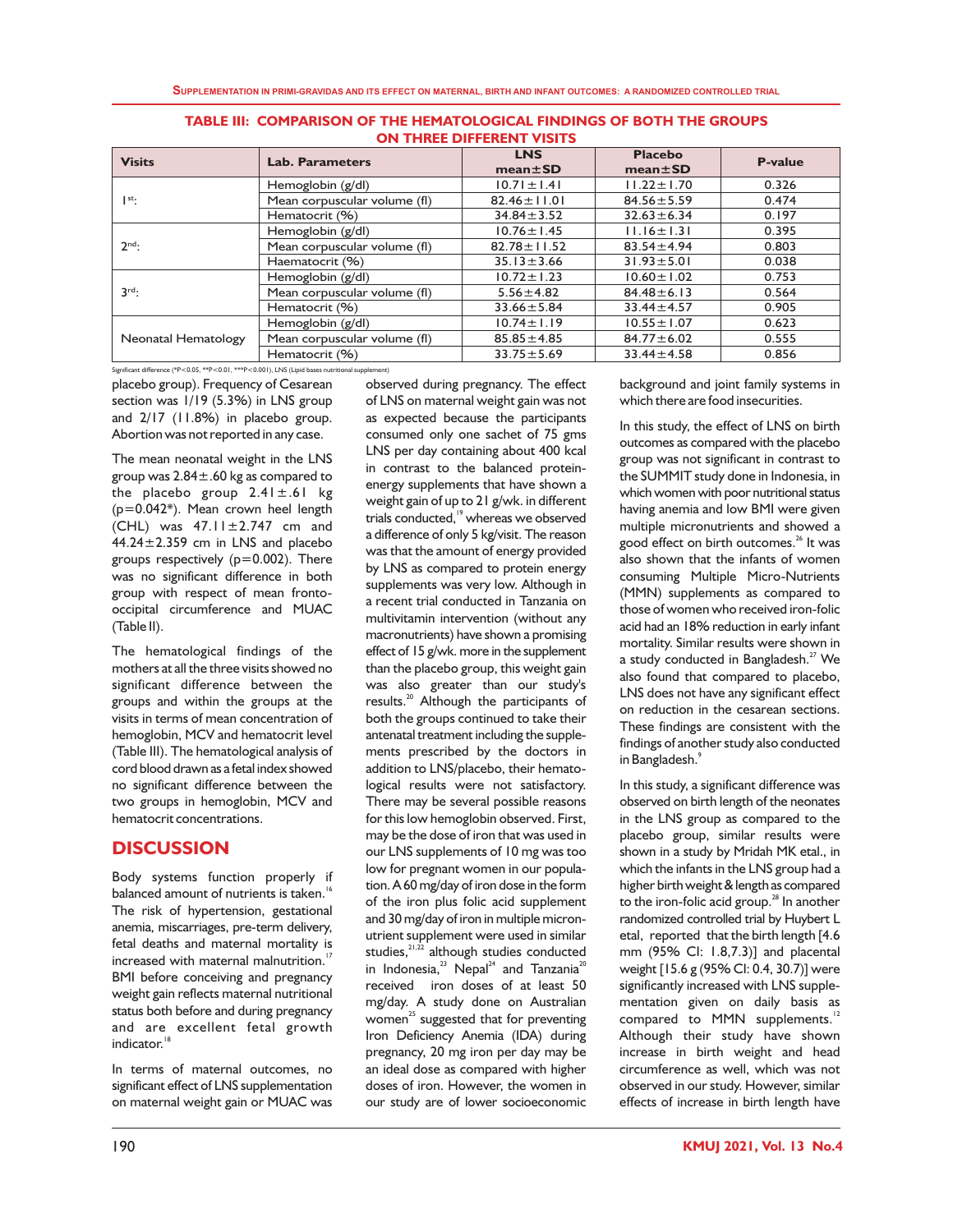**TABLE III: COMPARISON OF THE HEMATOLOGICAL FINDINGS OF BOTH THE GROUPS ON THREE DIFFERENT VISITS**

| Visits | Lab. Parameters | LNS mean±SD | Placebo mean±SD | P-value |
|---|---|---|---|---|
| 1st: | Hemoglobin (g/dl) | 10.71±1.41 | 11.22±1.70 | 0.326 |
| | Mean corpuscular volume (fl) | 82.46±11.01 | 84.56±5.59 | 0.474 |
| | Hematocrit (%) | 34.84±3.52 | 32.63±6.34 | 0.197 |
| 2nd: | Hemoglobin (g/dl) | 10.76±1.45 | 11.16±1.31 | 0.395 |
| | Mean corpuscular volume (fl) | 82.78±11.52 | 83.54±4.94 | 0.803 |
| | Haematocrit (%) | 35.13±3.66 | 31.93±5.01 | 0.038 |
| 3rd: | Hemoglobin (g/dl) | 10.72±1.23 | 10.60±1.02 | 0.753 |
| | Mean corpuscular volume (fl) | 5.56±4.82 | 84.48±6.13 | 0.564 |
| | Hematocrit (%) | 33.66±5.84 | 33.44±4.57 | 0.905 |
| Neonatal Hematology | Hemoglobin (g/dl) | 10.74±1.19 | 10.55±1.07 | 0.623 |
| | Mean corpuscular volume (fl) | 85.85±4.85 | 84.77±6.02 | 0.555 |
| | Hematocrit (%) | 33.75±5.69 | 33.44±4.58 | 0.856 |

Significant difference (*P<0.05, **P<0.01, ***P<0.001), LNS (Lipid bases nutritional supplement)

placebo group). Frequency of Cesarean section was 1/19 (5.3%) in LNS group and 2/17 (11.8%) in placebo group. Abortion was not reported in any case.

The mean neonatal weight in the LNS group was 2.84±.60 kg as compared to the placebo group 2.41±.61 kg (p=0.042*). Mean crown heel length (CHL) was 47.11±2.747 cm and 44.24±2.359 cm in LNS and placebo groups respectively (p=0.002). There was no significant difference in both group with respect of mean fronto-occipital circumference and MUAC (Table II).

The hematological findings of the mothers at all the three visits showed no significant difference between the groups and within the groups at the visits in terms of mean concentration of hemoglobin, MCV and hematocrit level (Table III). The hematological analysis of cord blood drawn as a fetal index showed no significant difference between the two groups in hemoglobin, MCV and hematocrit concentrations.

## DISCUSSION

Body systems function properly if balanced amount of nutrients is taken.[16] The risk of hypertension, gestational anemia, miscarriages, pre-term delivery, fetal deaths and maternal mortality is increased with maternal malnutrition.[17] BMI before conceiving and pregnancy weight gain reflects maternal nutritional status both before and during pregnancy and are excellent fetal growth indicator.[18]

In terms of maternal outcomes, no significant effect of LNS supplementation on maternal weight gain or MUAC was observed during pregnancy. The effect of LNS on maternal weight gain was not as expected because the participants consumed only one sachet of 75 gms LNS per day containing about 400 kcal in contrast to the balanced protein-energy supplements that have shown a weight gain of up to 21 g/wk. in different trials conducted,[19] whereas we observed a difference of only 5 kg/visit. The reason was that the amount of energy provided by LNS as compared to protein energy supplements was very low. Although in a recent trial conducted in Tanzania on multivitamin intervention (without any macronutrients) have shown a promising effect of 15 g/wk. more in the supplement than the placebo group, this weight gain was also greater than our study's results.[20] Although the participants of both the groups continued to take their antenatal treatment including the supplements prescribed by the doctors in addition to LNS/placebo, their hematological results were not satisfactory. There may be several possible reasons for this low hemoglobin observed. First, may be the dose of iron that was used in our LNS supplements of 10 mg was too low for pregnant women in our population. A 60 mg/day of iron dose in the form of the iron plus folic acid supplement and 30 mg/day of iron in multiple micronutrient supplement were used in similar studies,[21,22] although studies conducted in Indonesia,[23] Nepal[24] and Tanzania[20] received iron doses of at least 50 mg/day. A study done on Australian women[25] suggested that for preventing Iron Deficiency Anemia (IDA) during pregnancy, 20 mg iron per day may be an ideal dose as compared with higher doses of iron. However, the women in our study are of lower socioeconomic background and joint family systems in which there are food insecurities.

In this study, the effect of LNS on birth outcomes as compared with the placebo group was not significant in contrast to the SUMMIT study done in Indonesia, in which women with poor nutritional status having anemia and low BMI were given multiple micronutrients and showed a good effect on birth outcomes.[26] It was also shown that the infants of women consuming Multiple Micro-Nutrients (MMN) supplements as compared to those of women who received iron-folic acid had an 18% reduction in early infant mortality. Similar results were shown in a study conducted in Bangladesh.[27] We also found that compared to placebo, LNS does not have any significant effect on reduction in the cesarean sections. These findings are consistent with the findings of another study also conducted in Bangladesh.[9]

In this study, a significant difference was observed on birth length of the neonates in the LNS group as compared to the placebo group, similar results were shown in a study by Mridah MK etal., in which the infants in the LNS group had a higher birth weight & length as compared to the iron-folic acid group.[28] In another randomized controlled trial by Huybert L etal, reported that the birth length [4.6 mm (95% CI: 1.8,7.3)] and placental weight [15.6 g (95% CI: 0.4, 30.7)] were significantly increased with LNS supplementation given on daily basis as compared to MMN supplements.[12] Although their study have shown increase in birth weight and head circumference as well, which was not observed in our study. However, similar effects of increase in birth length have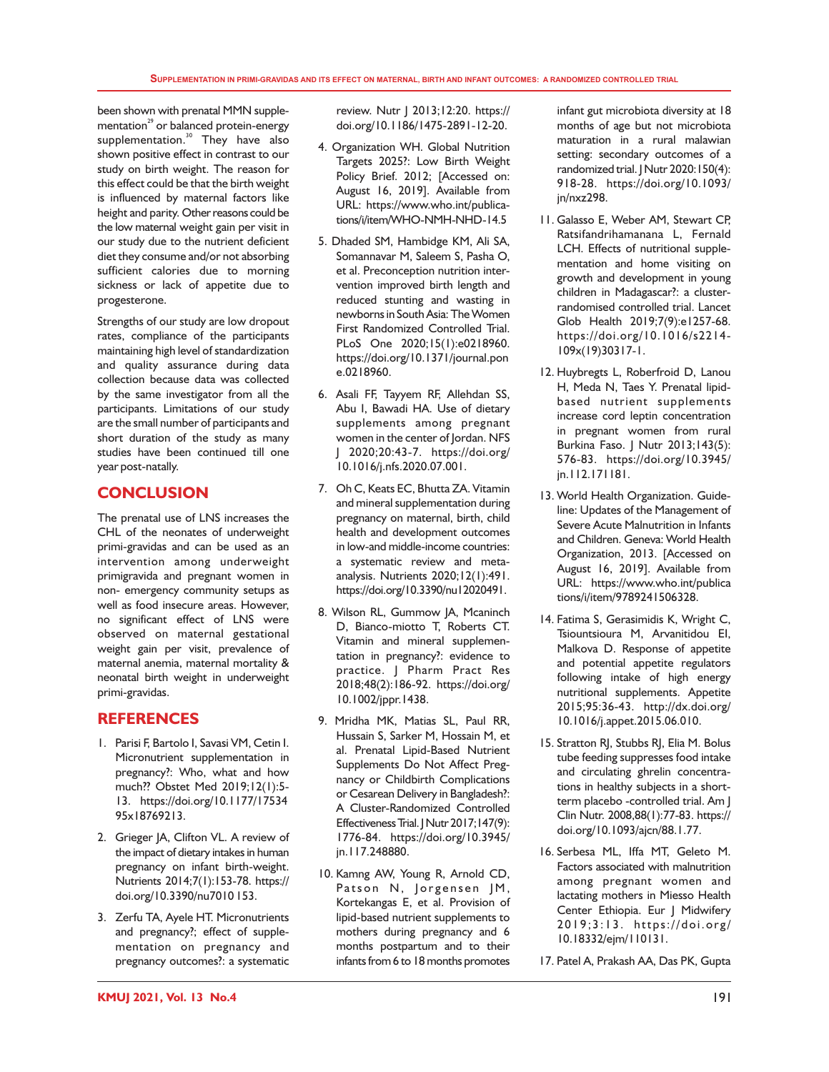been shown with prenatal MMN supplementation[29] or balanced protein-energy supplementation.[30] They have also shown positive effect in contrast to our study on birth weight. The reason for this effect could be that the birth weight is influenced by maternal factors like height and parity. Other reasons could be the low maternal weight gain per visit in our study due to the nutrient deficient diet they consume and/or not absorbing sufficient calories due to morning sickness or lack of appetite due to progesterone.

Strengths of our study are low dropout rates, compliance of the participants maintaining high level of standardization and quality assurance during data collection because data was collected by the same investigator from all the participants. Limitations of our study are the small number of participants and short duration of the study as many studies have been continued till one year post-natally.

## CONCLUSION

The prenatal use of LNS increases the CHL of the neonates of underweight primi-gravidas and can be used as an intervention among underweight primigravida and pregnant women in non- emergency community setups as well as food insecure areas. However, no significant effect of LNS were observed on maternal gestational weight gain per visit, prevalence of maternal anemia, maternal mortality & neonatal birth weight in underweight primi-gravidas.

## REFERENCES

1. Parisi F, Bartolo I, Savasi VM, Cetin I. Micronutrient supplementation in pregnancy?: Who, what and how much?? Obstet Med 2019;12(1):5-13. https://doi.org/10.1177/1753495x18769213.
2. Grieger JA, Clifton VL. A review of the impact of dietary intakes in human pregnancy on infant birth-weight. Nutrients 2014;7(1):153-78. https://doi.org/10.3390/nu7010153.
3. Zerfu TA, Ayele HT. Micronutrients and pregnancy?; effect of supplementation on pregnancy and pregnancy outcomes?: a systematic review. Nutr J 2013;12:20. https://doi.org/10.1186/1475-2891-12-20.
4. Organization WH. Global Nutrition Targets 2025?: Low Birth Weight Policy Brief. 2012; [Accessed on: August 16, 2019]. Available from URL: https://www.who.int/publications/i/item/WHO-NMH-NHD-14.5
5. Dhaded SM, Hambidge KM, Ali SA, Somannavar M, Saleem S, Pasha O, et al. Preconception nutrition intervention improved birth length and reduced stunting and wasting in newborns in South Asia: The Women First Randomized Controlled Trial. PLoS One 2020;15(1):e0218960. https://doi.org/10.1371/journal.pone.0218960.
6. Asali FF, Tayyem RF, Allehdan SS, Abu I, Bawadi HA. Use of dietary supplements among pregnant women in the center of Jordan. NFS J 2020;20:43-7. https://doi.org/10.1016/j.nfs.2020.07.001.
7. Oh C, Keats EC, Bhutta ZA. Vitamin and mineral supplementation during pregnancy on maternal, birth, child health and development outcomes in low-and middle-income countries: a systematic review and meta-analysis. Nutrients 2020;12(1):491. https://doi.org/10.3390/nu12020491.
8. Wilson RL, Gummow JA, Mcaninch D, Bianco-miotto T, Roberts CT. Vitamin and mineral supplementation in pregnancy?: evidence to practice. J Pharm Pract Res 2018;48(2):186-92. https://doi.org/10.1002/jppr.1438.
9. Mridha MK, Matias SL, Paul RR, Hussain S, Sarker M, Hossain M, et al. Prenatal Lipid-Based Nutrient Supplements Do Not Affect Pregnancy or Childbirth Complications or Cesarean Delivery in Bangladesh?: A Cluster-Randomized Controlled Effectiveness Trial. J Nutr 2017;147(9):1776-84. https://doi.org/10.3945/jn.117.248880.
10. Kamng AW, Young R, Arnold CD, Patson N, Jorgensen JM, Kortekangas E, et al. Provision of lipid-based nutrient supplements to mothers during pregnancy and 6 months postpartum and to their infants from 6 to 18 months promotes infant gut microbiota diversity at 18 months of age but not microbiota maturation in a rural malawian setting: secondary outcomes of a randomized trial. J Nutr 2020:150(4):918-28. https://doi.org/10.1093/jn/nxz298.
11. Galasso E, Weber AM, Stewart CP, Ratsifandrihamanana L, Fernald LCH. Effects of nutritional supplementation and home visiting on growth and development in young children in Madagascar?: a cluster-randomised controlled trial. Lancet Glob Health 2019;7(9):e1257-68. https://doi.org/10.1016/s2214-109x(19)30317-1.
12. Huybregts L, Roberfroid D, Lanou H, Meda N, Taes Y. Prenatal lipid-based nutrient supplements increase cord leptin concentration in pregnant women from rural Burkina Faso. J Nutr 2013;143(5):576-83. https://doi.org/10.3945/jn.112.171181.
13. World Health Organization. Guideline: Updates of the Management of Severe Acute Malnutrition in Infants and Children. Geneva: World Health Organization, 2013. [Accessed on August 16, 2019]. Available from URL: https://www.who.int/publications/i/item/9789241506328.
14. Fatima S, Gerasimidis K, Wright C, Tsiountsioura M, Arvanitidou EI, Malkova D. Response of appetite and potential appetite regulators following intake of high energy nutritional supplements. Appetite 2015;95:36-43. http://dx.doi.org/10.1016/j.appet.2015.06.010.
15. Stratton RJ, Stubbs RJ, Elia M. Bolus tube feeding suppresses food intake and circulating ghrelin concentrations in healthy subjects in a short-term placebo -controlled trial. Am J Clin Nutr. 2008,88(1):77-83. https://doi.org/10.1093/ajcn/88.1.77.
16. Serbesa ML, Iffa MT, Geleto M. Factors associated with malnutrition among pregnant women and lactating mothers in Miesso Health Center Ethiopia. Eur J Midwifery 2019;3:13. https://doi.org/10.18332/ejm/110131.
17. Patel A, Prakash AA, Das PK, Gupta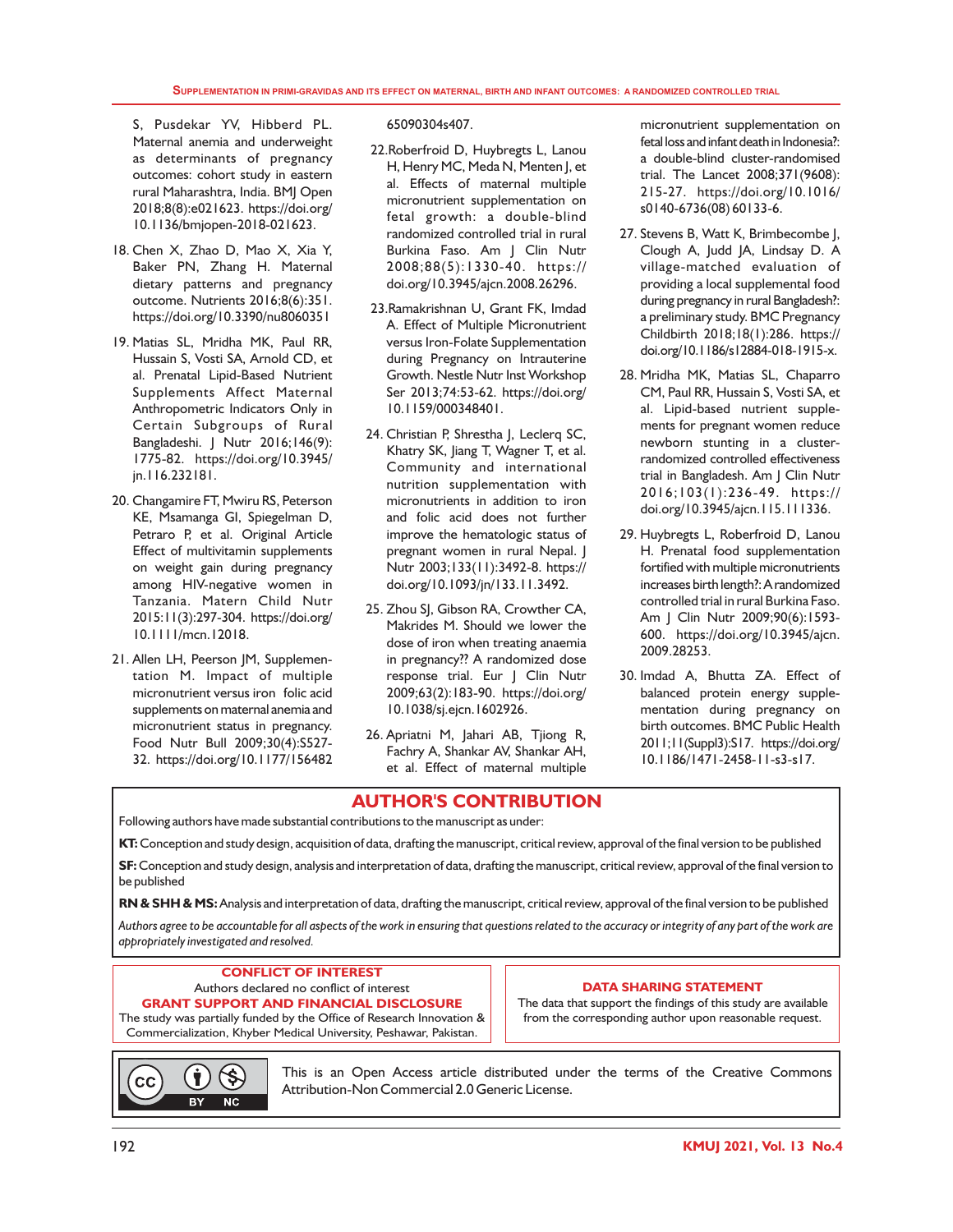S, Pusdekar YV, Hibberd PL. Maternal anemia and underweight as determinants of pregnancy outcomes: cohort study in eastern rural Maharashtra, India. BMJ Open 2018;8(8):e021623. https://doi.org/10.1136/bmjopen-2018-021623.

18. Chen X, Zhao D, Mao X, Xia Y, Baker PN, Zhang H. Maternal dietary patterns and pregnancy outcome. Nutrients 2016;8(6):351. https://doi.org/10.3390/nu8060351

19. Matias SL, Mridha MK, Paul RR, Hussain S, Vosti SA, Arnold CD, et al. Prenatal Lipid-Based Nutrient Supplements Affect Maternal Anthropometric Indicators Only in Certain Subgroups of Rural Bangladeshi. J Nutr 2016;146(9):1775-82. https://doi.org/10.3945/jn.116.232181.

20. Changamire FT, Mwiru RS, Peterson KE, Msamanga GI, Spiegelman D, Petraro P, et al. Original Article Effect of multivitamin supplements on weight gain during pregnancy among HIV-negative women in Tanzania. Matern Child Nutr 2015:11(3):297-304. https://doi.org/10.1111/mcn.12018.

21. Allen LH, Peerson JM, Supplementation M. Impact of multiple micronutrient versus iron folic acid supplements on maternal anemia and micronutrient status in pregnancy. Food Nutr Bull 2009;30(4):S527-32. https://doi.org/10.1177/15648265090304s407.

22. Roberfroid D, Huybregts L, Lanou H, Henry MC, Meda N, Menten J, et al. Effects of maternal multiple micronutrient supplementation on fetal growth: a double-blind randomized controlled trial in rural Burkina Faso. Am J Clin Nutr 2008;88(5):1330-40. https://doi.org/10.3945/ajcn.2008.26296.

23. Ramakrishnan U, Grant FK, Imdad A. Effect of Multiple Micronutrient versus Iron-Folate Supplementation during Pregnancy on Intrauterine Growth. Nestle Nutr Inst Workshop Ser 2013;74:53-62. https://doi.org/10.1159/000348401.

24. Christian P, Shrestha J, Leclerq SC, Khatry SK, Jiang T, Wagner T, et al. Community and international nutrition supplementation with micronutrients in addition to iron and folic acid does not further improve the hematologic status of pregnant women in rural Nepal. J Nutr 2003;133(11):3492-8. https://doi.org/10.1093/jn/133.11.3492.

25. Zhou SJ, Gibson RA, Crowther CA, Makrides M. Should we lower the dose of iron when treating anaemia in pregnancy?? A randomized dose response trial. Eur J Clin Nutr 2009;63(2):183-90. https://doi.org/10.1038/sj.ejcn.1602926.

26. Apriatni M, Jahari AB, Tjiong R, Fachry A, Shankar AV, Shankar AH, et al. Effect of maternal multiple micronutrient supplementation on fetal loss and infant death in Indonesia?: a double-blind cluster-randomised trial. The Lancet 2008;371(9608):215-27. https://doi.org/10.1016/s0140-6736(08)60133-6.

27. Stevens B, Watt K, Brimbecombe J, Clough A, Judd JA, Lindsay D. A village-matched evaluation of providing a local supplemental food during pregnancy in rural Bangladesh?: a preliminary study. BMC Pregnancy Childbirth 2018;18(1):286. https://doi.org/10.1186/s12884-018-1915-x.

28. Mridha MK, Matias SL, Chaparro CM, Paul RR, Hussain S, Vosti SA, et al. Lipid-based nutrient supplements for pregnant women reduce newborn stunting in a cluster-randomized controlled effectiveness trial in Bangladesh. Am J Clin Nutr 2016;103(1):236-49. https://doi.org/10.3945/ajcn.115.111336.

29. Huybregts L, Roberfroid D, Lanou H. Prenatal food supplementation fortified with multiple micronutrients increases birth length?: A randomized controlled trial in rural Burkina Faso. Am J Clin Nutr 2009;90(6):1593-600. https://doi.org/10.3945/ajcn.2009.28253.

30. Imdad A, Bhutta ZA. Effect of balanced protein energy supplementation during pregnancy on birth outcomes. BMC Public Health 2011;11(Suppl3):S17. https://doi.org/10.1186/1471-2458-11-s3-s17.

## AUTHOR'S CONTRIBUTION

Following authors have made substantial contributions to the manuscript as under:

**KT:** Conception and study design, acquisition of data, drafting the manuscript, critical review, approval of the final version to be published

**SF:** Conception and study design, analysis and interpretation of data, drafting the manuscript, critical review, approval of the final version to be published

**RN & SHH & MS:** Analysis and interpretation of data, drafting the manuscript, critical review, approval of the final version to be published

*Authors agree to be accountable for all aspects of the work in ensuring that questions related to the accuracy or integrity of any part of the work are appropriately investigated and resolved.*

## CONFLICT OF INTEREST

Authors declared no conflict of interest

## GRANT SUPPORT AND FINANCIAL DISCLOSURE

The study was partially funded by the Office of Research Innovation & Commercialization, Khyber Medical University, Peshawar, Pakistan.

## DATA SHARING STATEMENT

The data that support the findings of this study are available from the corresponding author upon reasonable request.

This is an Open Access article distributed under the terms of the Creative Commons Attribution-Non Commercial 2.0 Generic License.